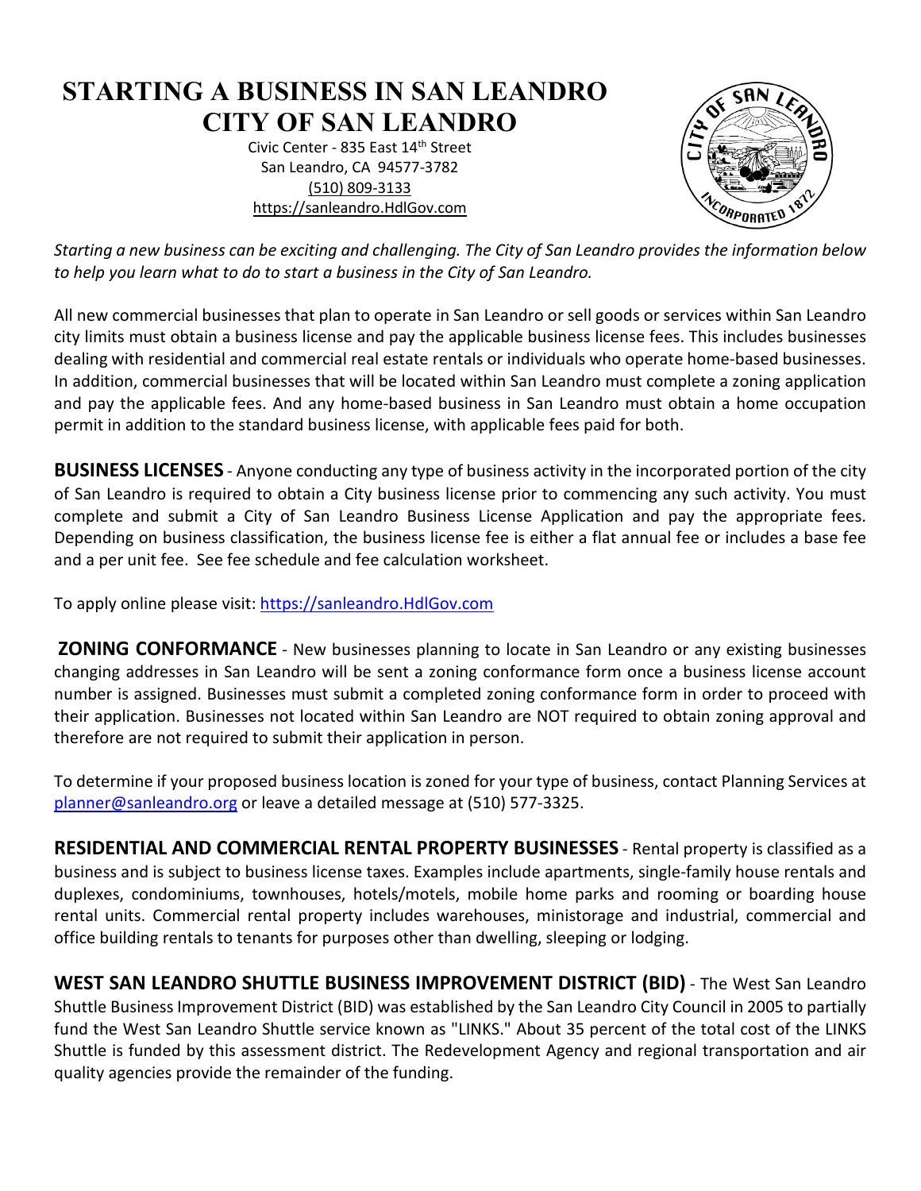# STARTING A BUSINESS IN SAN LEANDRO
# CITY OF SAN LEANDRO

Civic Center - 835 East 14th Street
San Leandro, CA 94577-3782
(510) 809-3133
https://sanleandro.HdlGov.com

*Starting a new business can be exciting and challenging. The City of San Leandro provides the information below to help you learn what to do to start a business in the City of San Leandro.*

All new commercial businesses that plan to operate in San Leandro or sell goods or services within San Leandro city limits must obtain a business license and pay the applicable business license fees. This includes businesses dealing with residential and commercial real estate rentals or individuals who operate home-based businesses. In addition, commercial businesses that will be located within San Leandro must complete a zoning application and pay the applicable fees. And any home-based business in San Leandro must obtain a home occupation permit in addition to the standard business license, with applicable fees paid for both.

**BUSINESS LICENSES** - Anyone conducting any type of business activity in the incorporated portion of the city of San Leandro is required to obtain a City business license prior to commencing any such activity. You must complete and submit a City of San Leandro Business License Application and pay the appropriate fees. Depending on business classification, the business license fee is either a flat annual fee or includes a base fee and a per unit fee. See fee schedule and fee calculation worksheet.

To apply online please visit: https://sanleandro.HdlGov.com

**ZONING CONFORMANCE** - New businesses planning to locate in San Leandro or any existing businesses changing addresses in San Leandro will be sent a zoning conformance form once a business license account number is assigned. Businesses must submit a completed zoning conformance form in order to proceed with their application. Businesses not located within San Leandro are NOT required to obtain zoning approval and therefore are not required to submit their application in person.

To determine if your proposed business location is zoned for your type of business, contact Planning Services at planner@sanleandro.org or leave a detailed message at (510) 577-3325.

**RESIDENTIAL AND COMMERCIAL RENTAL PROPERTY BUSINESSES** - Rental property is classified as a business and is subject to business license taxes. Examples include apartments, single-family house rentals and duplexes, condominiums, townhouses, hotels/motels, mobile home parks and rooming or boarding house rental units. Commercial rental property includes warehouses, ministorage and industrial, commercial and office building rentals to tenants for purposes other than dwelling, sleeping or lodging.

**WEST SAN LEANDRO SHUTTLE BUSINESS IMPROVEMENT DISTRICT (BID)** - The West San Leandro Shuttle Business Improvement District (BID) was established by the San Leandro City Council in 2005 to partially fund the West San Leandro Shuttle service known as "LINKS." About 35 percent of the total cost of the LINKS Shuttle is funded by this assessment district. The Redevelopment Agency and regional transportation and air quality agencies provide the remainder of the funding.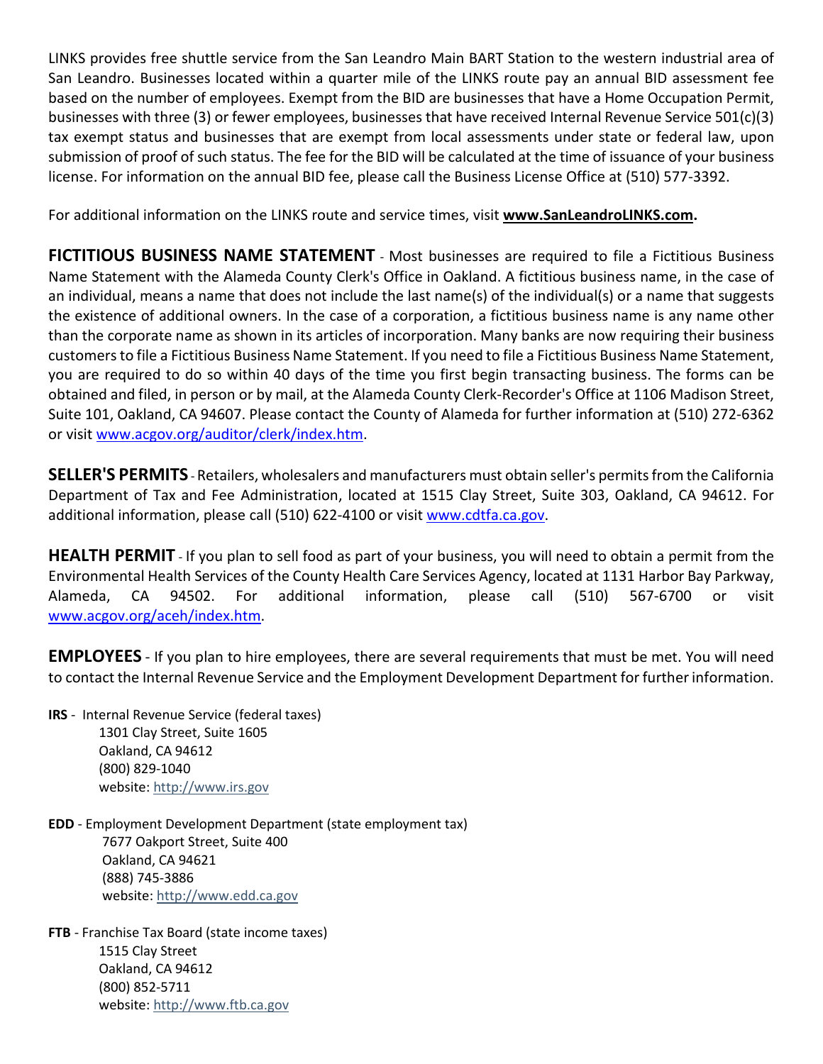LINKS provides free shuttle service from the San Leandro Main BART Station to the western industrial area of San Leandro. Businesses located within a quarter mile of the LINKS route pay an annual BID assessment fee based on the number of employees. Exempt from the BID are businesses that have a Home Occupation Permit, businesses with three (3) or fewer employees, businesses that have received Internal Revenue Service 501(c)(3) tax exempt status and businesses that are exempt from local assessments under state or federal law, upon submission of proof of such status. The fee for the BID will be calculated at the time of issuance of your business license. For information on the annual BID fee, please call the Business License Office at (510) 577-3392.

For additional information on the LINKS route and service times, visit **www.SanLeandroLINKS.com.**

**FICTITIOUS BUSINESS NAME STATEMENT** - Most businesses are required to file a Fictitious Business Name Statement with the Alameda County Clerk's Office in Oakland. A fictitious business name, in the case of an individual, means a name that does not include the last name(s) of the individual(s) or a name that suggests the existence of additional owners. In the case of a corporation, a fictitious business name is any name other than the corporate name as shown in its articles of incorporation. Many banks are now requiring their business customers to file a Fictitious Business Name Statement. If you need to file a Fictitious Business Name Statement, you are required to do so within 40 days of the time you first begin transacting business. The forms can be obtained and filed, in person or by mail, at the Alameda County Clerk-Recorder's Office at 1106 Madison Street, Suite 101, Oakland, CA 94607. Please contact the County of Alameda for further information at (510) 272-6362 or visit www.acgov.org/auditor/clerk/index.htm.

**SELLER'S PERMITS** - Retailers, wholesalers and manufacturers must obtain seller's permits from the California Department of Tax and Fee Administration, located at 1515 Clay Street, Suite 303, Oakland, CA 94612. For additional information, please call (510) 622-4100 or visit www.cdtfa.ca.gov.

**HEALTH PERMIT** - If you plan to sell food as part of your business, you will need to obtain a permit from the Environmental Health Services of the County Health Care Services Agency, located at 1131 Harbor Bay Parkway, Alameda, CA 94502. For additional information, please call (510) 567-6700 or visit www.acgov.org/aceh/index.htm.

**EMPLOYEES** - If you plan to hire employees, there are several requirements that must be met. You will need to contact the Internal Revenue Service and the Employment Development Department for further information.

**IRS** - Internal Revenue Service (federal taxes)
1301 Clay Street, Suite 1605
Oakland, CA 94612
(800) 829-1040
website: http://www.irs.gov

**EDD** - Employment Development Department (state employment tax)
7677 Oakport Street, Suite 400
Oakland, CA 94621
(888) 745-3886
website: http://www.edd.ca.gov

**FTB** - Franchise Tax Board (state income taxes)
1515 Clay Street
Oakland, CA 94612
(800) 852-5711
website: http://www.ftb.ca.gov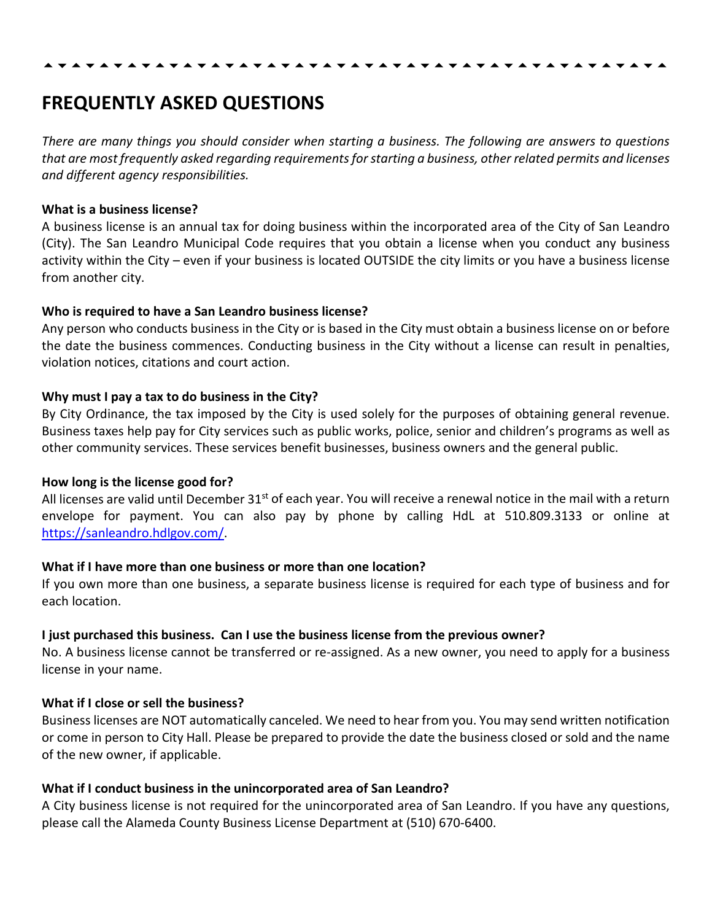# FREQUENTLY ASKED QUESTIONS

*There are many things you should consider when starting a business. The following are answers to questions that are most frequently asked regarding requirements for starting a business, other related permits and licenses and different agency responsibilities.*

**What is a business license?**
A business license is an annual tax for doing business within the incorporated area of the City of San Leandro (City). The San Leandro Municipal Code requires that you obtain a license when you conduct any business activity within the City – even if your business is located OUTSIDE the city limits or you have a business license from another city.

**Who is required to have a San Leandro business license?**
Any person who conducts business in the City or is based in the City must obtain a business license on or before the date the business commences. Conducting business in the City without a license can result in penalties, violation notices, citations and court action.

**Why must I pay a tax to do business in the City?**
By City Ordinance, the tax imposed by the City is used solely for the purposes of obtaining general revenue. Business taxes help pay for City services such as public works, police, senior and children's programs as well as other community services. These services benefit businesses, business owners and the general public.

**How long is the license good for?**
All licenses are valid until December 31st of each year. You will receive a renewal notice in the mail with a return envelope for payment. You can also pay by phone by calling HdL at 510.809.3133 or online at [https://sanleandro.hdlgov.com/](https://sanleandro.hdlgov.com/).

**What if I have more than one business or more than one location?**
If you own more than one business, a separate business license is required for each type of business and for each location.

**I just purchased this business. Can I use the business license from the previous owner?**
No. A business license cannot be transferred or re-assigned. As a new owner, you need to apply for a business license in your name.

**What if I close or sell the business?**
Business licenses are NOT automatically canceled. We need to hear from you. You may send written notification or come in person to City Hall. Please be prepared to provide the date the business closed or sold and the name of the new owner, if applicable.

**What if I conduct business in the unincorporated area of San Leandro?**
A City business license is not required for the unincorporated area of San Leandro. If you have any questions, please call the Alameda County Business License Department at (510) 670-6400.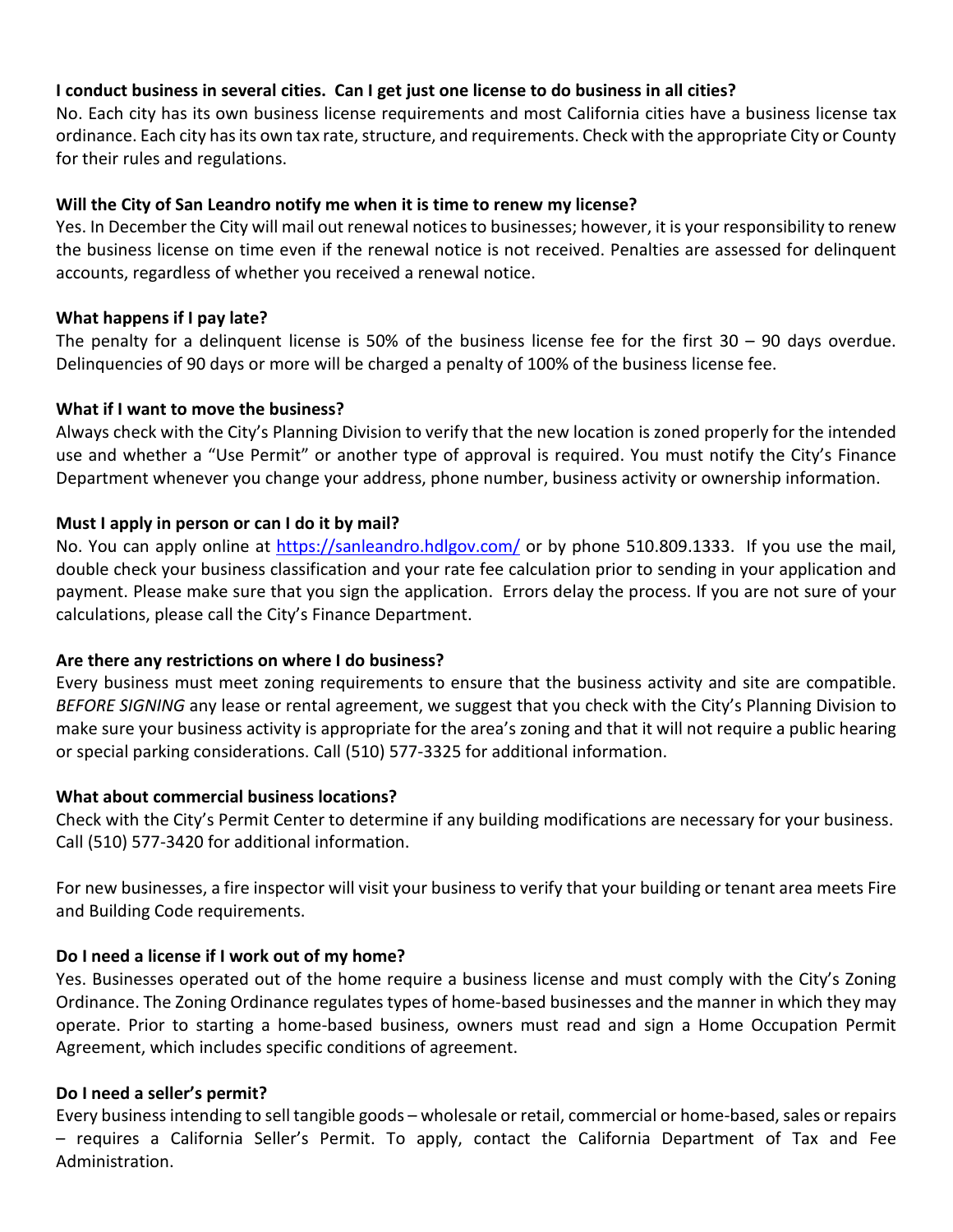**I conduct business in several cities. Can I get just one license to do business in all cities?**

No. Each city has its own business license requirements and most California cities have a business license tax ordinance. Each city has its own tax rate, structure, and requirements. Check with the appropriate City or County for their rules and regulations.

**Will the City of San Leandro notify me when it is time to renew my license?**

Yes. In December the City will mail out renewal notices to businesses; however, it is your responsibility to renew the business license on time even if the renewal notice is not received. Penalties are assessed for delinquent accounts, regardless of whether you received a renewal notice.

**What happens if I pay late?**

The penalty for a delinquent license is 50% of the business license fee for the first 30 – 90 days overdue. Delinquencies of 90 days or more will be charged a penalty of 100% of the business license fee.

**What if I want to move the business?**

Always check with the City's Planning Division to verify that the new location is zoned properly for the intended use and whether a "Use Permit" or another type of approval is required. You must notify the City's Finance Department whenever you change your address, phone number, business activity or ownership information.

**Must I apply in person or can I do it by mail?**

No. You can apply online at [https://sanleandro.hdlgov.com/](https://sanleandro.hdlgov.com/) or by phone 510.809.1333. If you use the mail, double check your business classification and your rate fee calculation prior to sending in your application and payment. Please make sure that you sign the application. Errors delay the process. If you are not sure of your calculations, please call the City's Finance Department.

**Are there any restrictions on where I do business?**

Every business must meet zoning requirements to ensure that the business activity and site are compatible. *BEFORE SIGNING* any lease or rental agreement, we suggest that you check with the City's Planning Division to make sure your business activity is appropriate for the area's zoning and that it will not require a public hearing or special parking considerations. Call (510) 577-3325 for additional information.

**What about commercial business locations?**

Check with the City's Permit Center to determine if any building modifications are necessary for your business. Call (510) 577-3420 for additional information.

For new businesses, a fire inspector will visit your business to verify that your building or tenant area meets Fire and Building Code requirements.

**Do I need a license if I work out of my home?**

Yes. Businesses operated out of the home require a business license and must comply with the City's Zoning Ordinance. The Zoning Ordinance regulates types of home-based businesses and the manner in which they may operate. Prior to starting a home-based business, owners must read and sign a Home Occupation Permit Agreement, which includes specific conditions of agreement.

**Do I need a seller's permit?**

Every business intending to sell tangible goods – wholesale or retail, commercial or home-based, sales or repairs – requires a California Seller's Permit. To apply, contact the California Department of Tax and Fee Administration.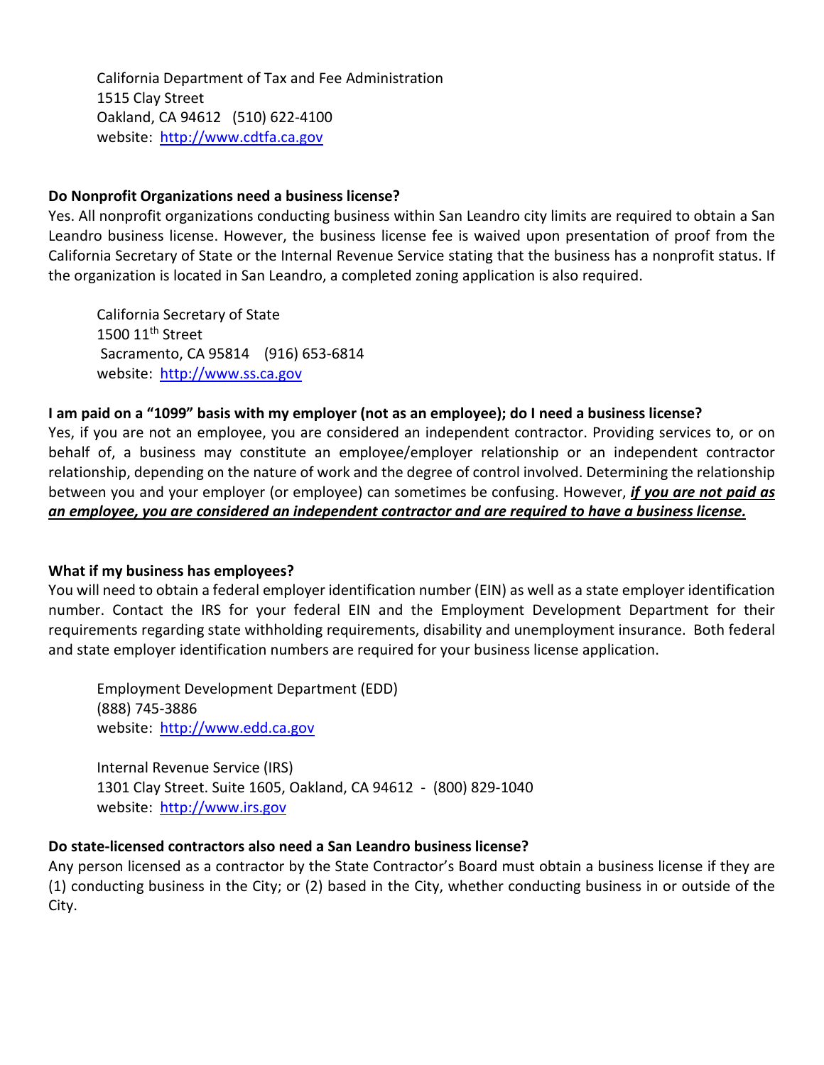California Department of Tax and Fee Administration
1515 Clay Street
Oakland, CA 94612 (510) 622-4100
website: http://www.cdtfa.ca.gov

**Do Nonprofit Organizations need a business license?**

Yes. All nonprofit organizations conducting business within San Leandro city limits are required to obtain a San Leandro business license. However, the business license fee is waived upon presentation of proof from the California Secretary of State or the Internal Revenue Service stating that the business has a nonprofit status. If the organization is located in San Leandro, a completed zoning application is also required.

California Secretary of State
1500 11th Street
Sacramento, CA 95814 (916) 653-6814
website: http://www.ss.ca.gov

**I am paid on a "1099" basis with my employer (not as an employee); do I need a business license?**

Yes, if you are not an employee, you are considered an independent contractor. Providing services to, or on behalf of, a business may constitute an employee/employer relationship or an independent contractor relationship, depending on the nature of work and the degree of control involved. Determining the relationship between you and your employer (or employee) can sometimes be confusing. However, ***if you are not paid as an employee, you are considered an independent contractor and are required to have a business license.***

**What if my business has employees?**

You will need to obtain a federal employer identification number (EIN) as well as a state employer identification number. Contact the IRS for your federal EIN and the Employment Development Department for their requirements regarding state withholding requirements, disability and unemployment insurance. Both federal and state employer identification numbers are required for your business license application.

Employment Development Department (EDD)
(888) 745-3886
website: http://www.edd.ca.gov

Internal Revenue Service (IRS)
1301 Clay Street. Suite 1605, Oakland, CA 94612 - (800) 829-1040
website: http://www.irs.gov

**Do state-licensed contractors also need a San Leandro business license?**

Any person licensed as a contractor by the State Contractor's Board must obtain a business license if they are (1) conducting business in the City; or (2) based in the City, whether conducting business in or outside of the City.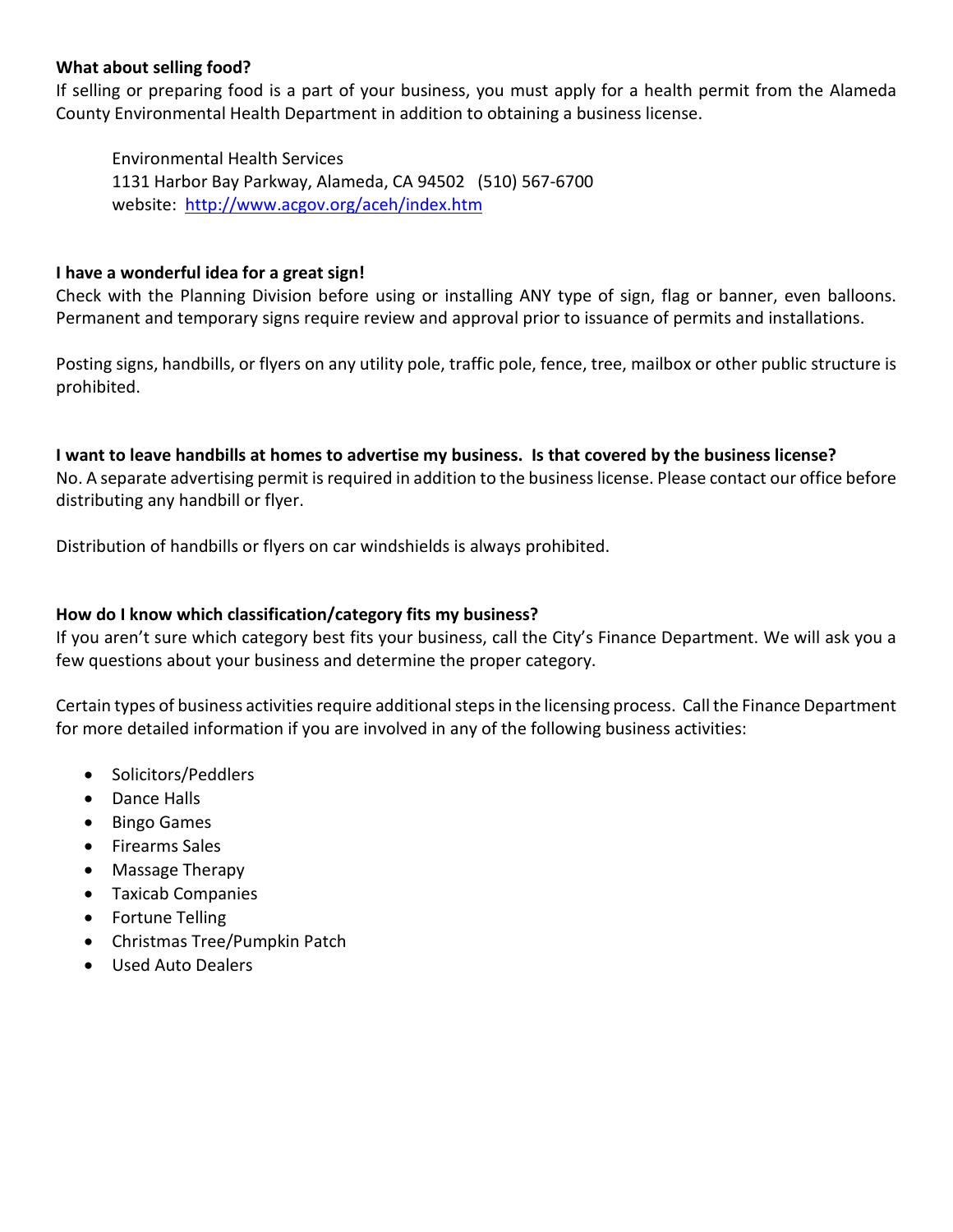**What about selling food?**

If selling or preparing food is a part of your business, you must apply for a health permit from the Alameda County Environmental Health Department in addition to obtaining a business license.

Environmental Health Services
1131 Harbor Bay Parkway, Alameda, CA 94502 (510) 567-6700
website: http://www.acgov.org/aceh/index.htm

**I have a wonderful idea for a great sign!**

Check with the Planning Division before using or installing ANY type of sign, flag or banner, even balloons. Permanent and temporary signs require review and approval prior to issuance of permits and installations.

Posting signs, handbills, or flyers on any utility pole, traffic pole, fence, tree, mailbox or other public structure is prohibited.

**I want to leave handbills at homes to advertise my business. Is that covered by the business license?**

No. A separate advertising permit is required in addition to the business license. Please contact our office before distributing any handbill or flyer.

Distribution of handbills or flyers on car windshields is always prohibited.

**How do I know which classification/category fits my business?**

If you aren't sure which category best fits your business, call the City's Finance Department. We will ask you a few questions about your business and determine the proper category.

Certain types of business activities require additional steps in the licensing process. Call the Finance Department for more detailed information if you are involved in any of the following business activities:

- Solicitors/Peddlers
- Dance Halls
- Bingo Games
- Firearms Sales
- Massage Therapy
- Taxicab Companies
- Fortune Telling
- Christmas Tree/Pumpkin Patch
- Used Auto Dealers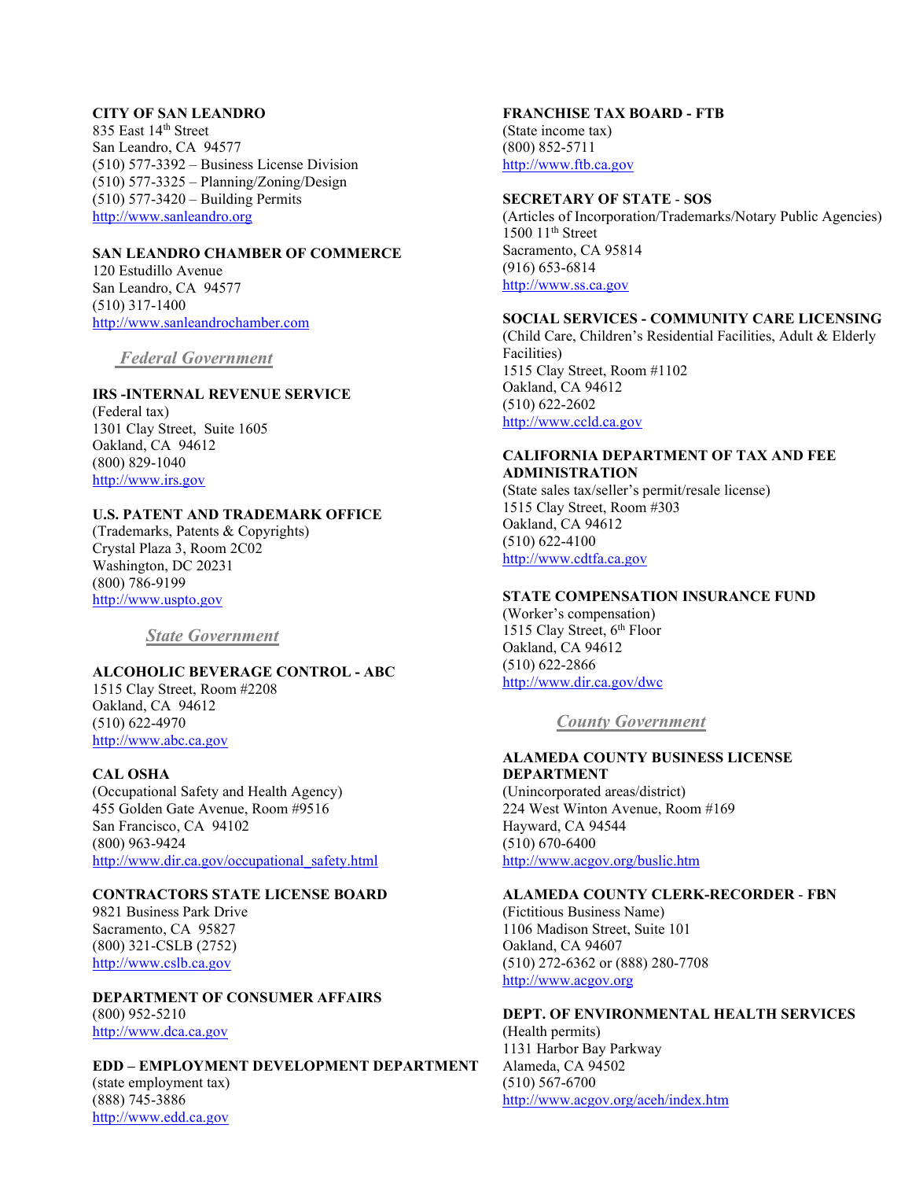**CITY OF SAN LEANDRO**
835 East 14th Street
San Leandro, CA 94577
(510) 577-3392 – Business License Division
(510) 577-3325 – Planning/Zoning/Design
(510) 577-3420 – Building Permits
http://www.sanleandro.org

**SAN LEANDRO CHAMBER OF COMMERCE**
120 Estudillo Avenue
San Leandro, CA 94577
(510) 317-1400
http://www.sanleandrochamber.com

## *Federal Government*

**IRS -INTERNAL REVENUE SERVICE**
(Federal tax)
1301 Clay Street, Suite 1605
Oakland, CA 94612
(800) 829-1040
http://www.irs.gov

**U.S. PATENT AND TRADEMARK OFFICE**
(Trademarks, Patents & Copyrights)
Crystal Plaza 3, Room 2C02
Washington, DC 20231
(800) 786-9199
http://www.uspto.gov

## *State Government*

**ALCOHOLIC BEVERAGE CONTROL - ABC**
1515 Clay Street, Room #2208
Oakland, CA 94612
(510) 622-4970
http://www.abc.ca.gov

**CAL OSHA**
(Occupational Safety and Health Agency)
455 Golden Gate Avenue, Room #9516
San Francisco, CA 94102
(800) 963-9424
http://www.dir.ca.gov/occupational_safety.html

**CONTRACTORS STATE LICENSE BOARD**
9821 Business Park Drive
Sacramento, CA 95827
(800) 321-CSLB (2752)
http://www.cslb.ca.gov

**DEPARTMENT OF CONSUMER AFFAIRS**
(800) 952-5210
http://www.dca.ca.gov

**EDD – EMPLOYMENT DEVELOPMENT DEPARTMENT**
(state employment tax)
(888) 745-3886
http://www.edd.ca.gov

**FRANCHISE TAX BOARD - FTB**
(State income tax)
(800) 852-5711
http://www.ftb.ca.gov

**SECRETARY OF STATE - SOS**
(Articles of Incorporation/Trademarks/Notary Public Agencies)
1500 11th Street
Sacramento, CA 95814
(916) 653-6814
http://www.ss.ca.gov

**SOCIAL SERVICES - COMMUNITY CARE LICENSING**
(Child Care, Children's Residential Facilities, Adult & Elderly Facilities)
1515 Clay Street, Room #1102
Oakland, CA 94612
(510) 622-2602
http://www.ccld.ca.gov

**CALIFORNIA DEPARTMENT OF TAX AND FEE ADMINISTRATION**
(State sales tax/seller's permit/resale license)
1515 Clay Street, Room #303
Oakland, CA 94612
(510) 622-4100
http://www.cdtfa.ca.gov

**STATE COMPENSATION INSURANCE FUND**
(Worker's compensation)
1515 Clay Street, 6th Floor
Oakland, CA 94612
(510) 622-2866
http://www.dir.ca.gov/dwc

## *County Government*

**ALAMEDA COUNTY BUSINESS LICENSE DEPARTMENT**
(Unincorporated areas/district)
224 West Winton Avenue, Room #169
Hayward, CA 94544
(510) 670-6400
http://www.acgov.org/buslic.htm

**ALAMEDA COUNTY CLERK-RECORDER - FBN**
(Fictitious Business Name)
1106 Madison Street, Suite 101
Oakland, CA 94607
(510) 272-6362 or (888) 280-7708
http://www.acgov.org

**DEPT. OF ENVIRONMENTAL HEALTH SERVICES**
(Health permits)
1131 Harbor Bay Parkway
Alameda, CA 94502
(510) 567-6700
http://www.acgov.org/aceh/index.htm